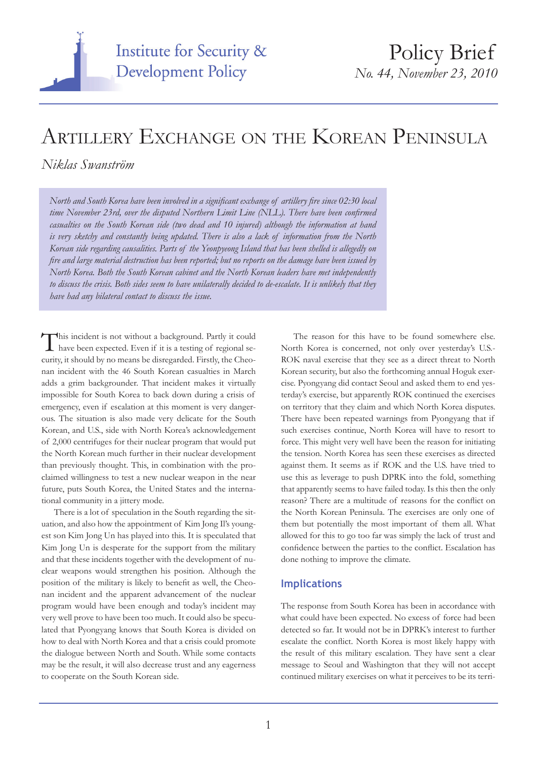Institute for Security & Development Policy

Policy Brief
*No. 44, November 23, 2010*

# Artillery Exchange on the Korean Peninsula

*Niklas Swanström*

*North and South Korea have been involved in a significant exchange of artillery fire since 02:30 local time November 23rd, over the disputed Northern Limit Line (NLL). There have been confirmed casualties on the South Korean side (two dead and 10 injured) although the information at hand is very sketchy and constantly being updated. There is also a lack of information from the North Korean side regarding causalities. Parts of the Yeonpyeong Island that has been shelled is allegedly on fire and large material destruction has been reported; but no reports on the damage have been issued by North Korea. Both the South Korean cabinet and the North Korean leaders have met independently to discuss the crisis. Both sides seem to have unilaterally decided to de-escalate. It is unlikely that they have had any bilateral contact to discuss the issue.*

This incident is not without a background. Partly it could have been expected. Even if it is a testing of regional security, it should by no means be disregarded. Firstly, the Cheonan incident with the 46 South Korean casualties in March adds a grim backgrounder. That incident makes it virtually impossible for South Korea to back down during a crisis of emergency, even if escalation at this moment is very dangerous. The situation is also made very delicate for the South Korean, and U.S., side with North Korea's acknowledgement of 2,000 centrifuges for their nuclear program that would put the North Korean much further in their nuclear development than previously thought. This, in combination with the proclaimed willingness to test a new nuclear weapon in the near future, puts South Korea, the United States and the international community in a jittery mode.

There is a lot of speculation in the South regarding the situation, and also how the appointment of Kim Jong Il's youngest son Kim Jong Un has played into this. It is speculated that Kim Jong Un is desperate for the support from the military and that these incidents together with the development of nuclear weapons would strengthen his position. Although the position of the military is likely to benefit as well, the Cheonan incident and the apparent advancement of the nuclear program would have been enough and today's incident may very well prove to have been too much. It could also be speculated that Pyongyang knows that South Korea is divided on how to deal with North Korea and that a crisis could promote the dialogue between North and South. While some contacts may be the result, it will also decrease trust and any eagerness to cooperate on the South Korean side.

The reason for this have to be found somewhere else. North Korea is concerned, not only over yesterday's U.S.-ROK naval exercise that they see as a direct threat to North Korean security, but also the forthcoming annual Hoguk exercise. Pyongyang did contact Seoul and asked them to end yesterday's exercise, but apparently ROK continued the exercises on territory that they claim and which North Korea disputes. There have been repeated warnings from Pyongyang that if such exercises continue, North Korea will have to resort to force. This might very well have been the reason for initiating the tension. North Korea has seen these exercises as directed against them. It seems as if ROK and the U.S. have tried to use this as leverage to push DPRK into the fold, something that apparently seems to have failed today. Is this then the only reason? There are a multitude of reasons for the conflict on the North Korean Peninsula. The exercises are only one of them but potentially the most important of them all. What allowed for this to go too far was simply the lack of trust and confidence between the parties to the conflict. Escalation has done nothing to improve the climate.

## Implications

The response from South Korea has been in accordance with what could have been expected. No excess of force had been detected so far. It would not be in DPRK's interest to further escalate the conflict. North Korea is most likely happy with the result of this military escalation. They have sent a clear message to Seoul and Washington that they will not accept continued military exercises on what it perceives to be its terri-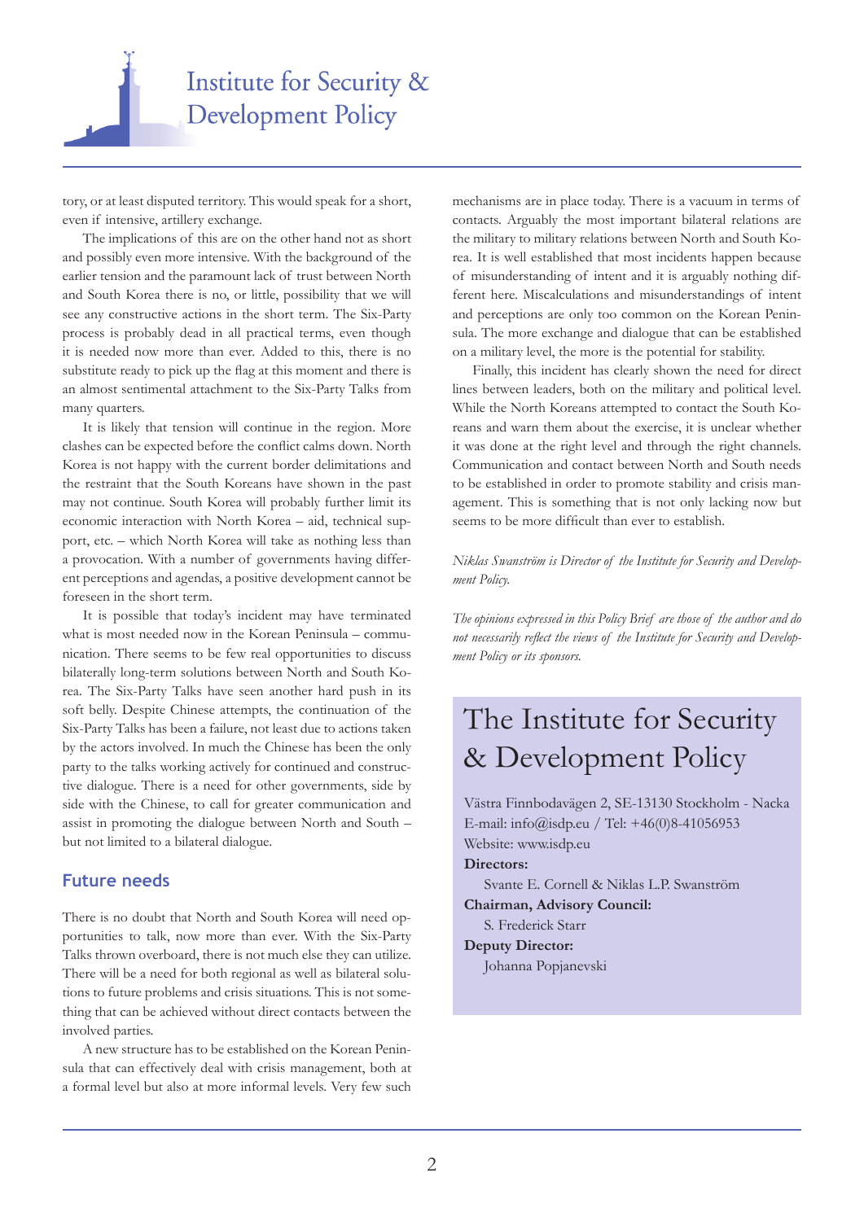tory, or at least disputed territory. This would speak for a short, even if intensive, artillery exchange.

The implications of this are on the other hand not as short and possibly even more intensive. With the background of the earlier tension and the paramount lack of trust between North and South Korea there is no, or little, possibility that we will see any constructive actions in the short term. The Six-Party process is probably dead in all practical terms, even though it is needed now more than ever. Added to this, there is no substitute ready to pick up the flag at this moment and there is an almost sentimental attachment to the Six-Party Talks from many quarters.

It is likely that tension will continue in the region. More clashes can be expected before the conflict calms down. North Korea is not happy with the current border delimitations and the restraint that the South Koreans have shown in the past may not continue. South Korea will probably further limit its economic interaction with North Korea – aid, technical support, etc. – which North Korea will take as nothing less than a provocation. With a number of governments having different perceptions and agendas, a positive development cannot be foreseen in the short term.

It is possible that today's incident may have terminated what is most needed now in the Korean Peninsula – communication. There seems to be few real opportunities to discuss bilaterally long-term solutions between North and South Korea. The Six-Party Talks have seen another hard push in its soft belly. Despite Chinese attempts, the continuation of the Six-Party Talks has been a failure, not least due to actions taken by the actors involved. In much the Chinese has been the only party to the talks working actively for continued and constructive dialogue. There is a need for other governments, side by side with the Chinese, to call for greater communication and assist in promoting the dialogue between North and South – but not limited to a bilateral dialogue.

## Future needs

There is no doubt that North and South Korea will need opportunities to talk, now more than ever. With the Six-Party Talks thrown overboard, there is not much else they can utilize. There will be a need for both regional as well as bilateral solutions to future problems and crisis situations. This is not something that can be achieved without direct contacts between the involved parties.

A new structure has to be established on the Korean Peninsula that can effectively deal with crisis management, both at a formal level but also at more informal levels. Very few such mechanisms are in place today. There is a vacuum in terms of contacts. Arguably the most important bilateral relations are the military to military relations between North and South Korea. It is well established that most incidents happen because of misunderstanding of intent and it is arguably nothing different here. Miscalculations and misunderstandings of intent and perceptions are only too common on the Korean Peninsula. The more exchange and dialogue that can be established on a military level, the more is the potential for stability.

Finally, this incident has clearly shown the need for direct lines between leaders, both on the military and political level. While the North Koreans attempted to contact the South Koreans and warn them about the exercise, it is unclear whether it was done at the right level and through the right channels. Communication and contact between North and South needs to be established in order to promote stability and crisis management. This is something that is not only lacking now but seems to be more difficult than ever to establish.

*Niklas Swanström is Director of the Institute for Security and Development Policy.*

*The opinions expressed in this Policy Brief are those of the author and do not necessarily reflect the views of the Institute for Security and Development Policy or its sponsors.*

## The Institute for Security & Development Policy

Västra Finnbodavägen 2, SE-13130 Stockholm - Nacka
E-mail: info@isdp.eu / Tel: +46(0)8-41056953
Website: www.isdp.eu

**Directors:**
Svante E. Cornell & Niklas L.P. Swanström

**Chairman, Advisory Council:**
S. Frederick Starr

**Deputy Director:**
Johanna Popjanevski